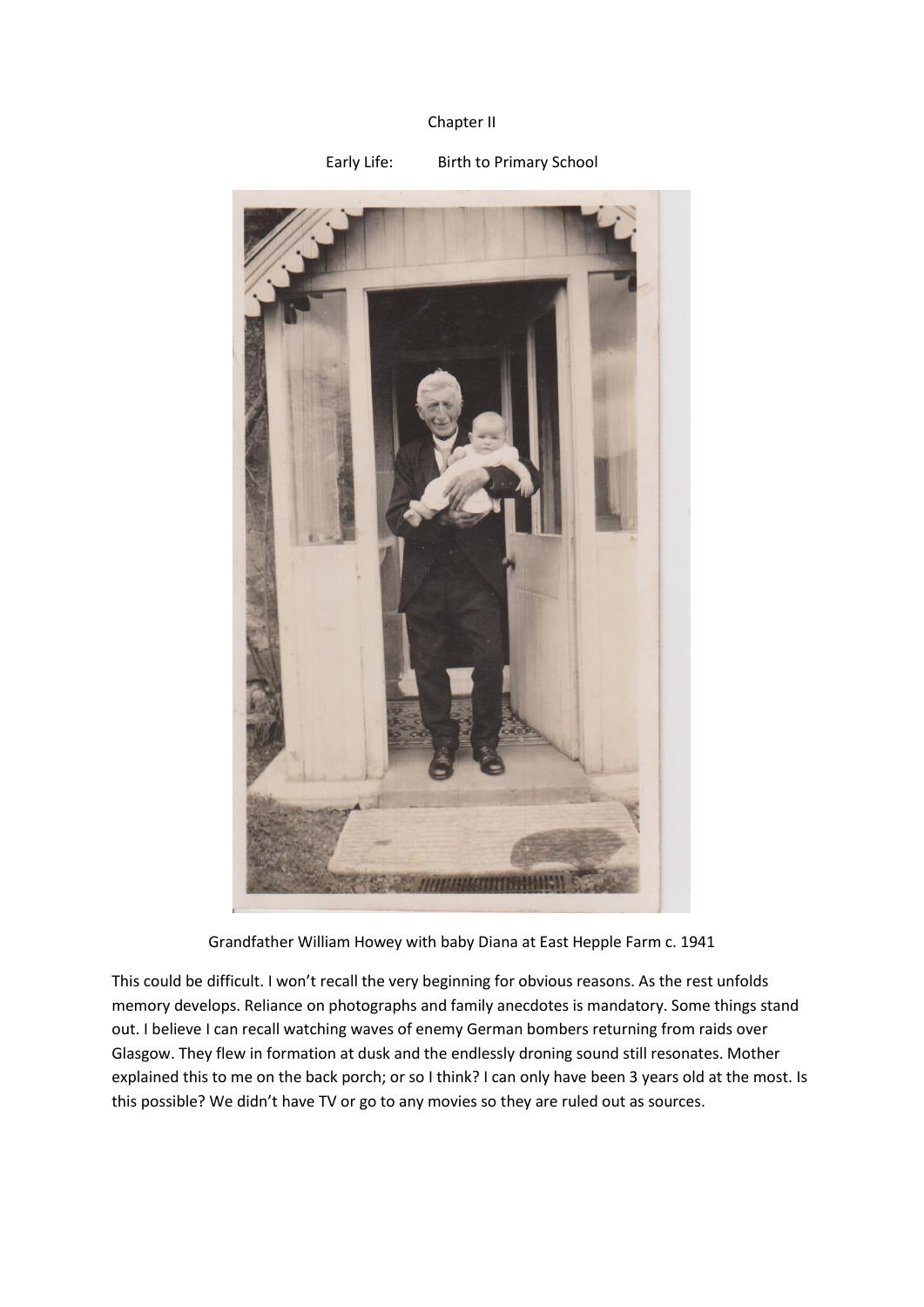# Chapter II

## Early Life: Birth to Primary School

Grandfather William Howey with baby Diana at East Hepple Farm c. 1941

This could be difficult. I won't recall the very beginning for obvious reasons. As the rest unfolds memory develops. Reliance on photographs and family anecdotes is mandatory. Some things stand out. I believe I can recall watching waves of enemy German bombers returning from raids over Glasgow. They flew in formation at dusk and the endlessly droning sound still resonates. Mother explained this to me on the back porch; or so I think? I can only have been 3 years old at the most. Is this possible? We didn't have TV or go to any movies so they are ruled out as sources.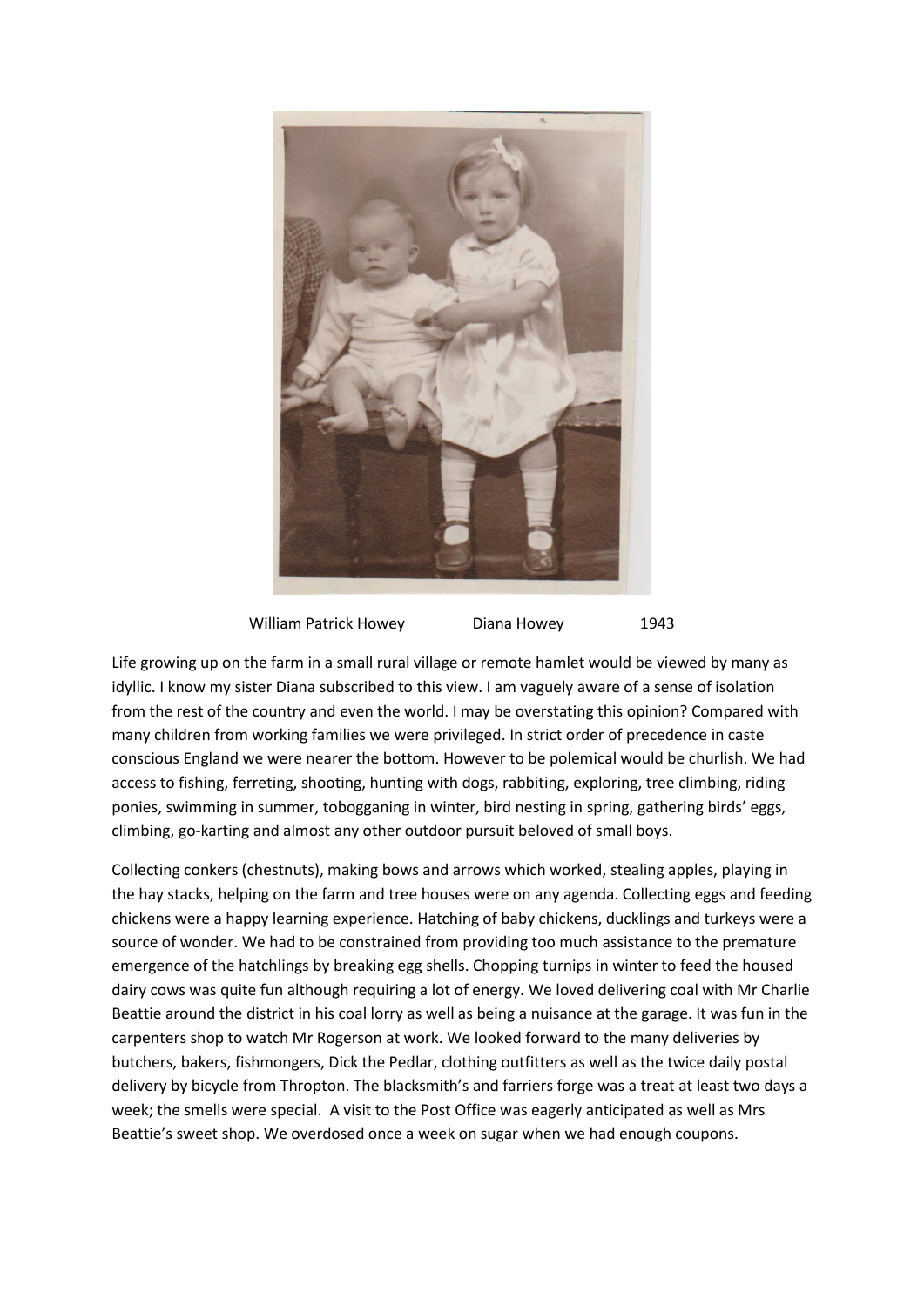William Patrick Howey Diana Howey 1943

Life growing up on the farm in a small rural village or remote hamlet would be viewed by many as idyllic. I know my sister Diana subscribed to this view. I am vaguely aware of a sense of isolation from the rest of the country and even the world. I may be overstating this opinion? Compared with many children from working families we were privileged. In strict order of precedence in caste conscious England we were nearer the bottom. However to be polemical would be churlish. We had access to fishing, ferreting, shooting, hunting with dogs, rabbiting, exploring, tree climbing, riding ponies, swimming in summer, tobogganing in winter, bird nesting in spring, gathering birds' eggs, climbing, go-karting and almost any other outdoor pursuit beloved of small boys.

Collecting conkers (chestnuts), making bows and arrows which worked, stealing apples, playing in the hay stacks, helping on the farm and tree houses were on any agenda. Collecting eggs and feeding chickens were a happy learning experience. Hatching of baby chickens, ducklings and turkeys were a source of wonder. We had to be constrained from providing too much assistance to the premature emergence of the hatchlings by breaking egg shells. Chopping turnips in winter to feed the housed dairy cows was quite fun although requiring a lot of energy. We loved delivering coal with Mr Charlie Beattie around the district in his coal lorry as well as being a nuisance at the garage. It was fun in the carpenters shop to watch Mr Rogerson at work. We looked forward to the many deliveries by butchers, bakers, fishmongers, Dick the Pedlar, clothing outfitters as well as the twice daily postal delivery by bicycle from Thropton. The blacksmith's and farriers forge was a treat at least two days a week; the smells were special. A visit to the Post Office was eagerly anticipated as well as Mrs Beattie's sweet shop. We overdosed once a week on sugar when we had enough coupons.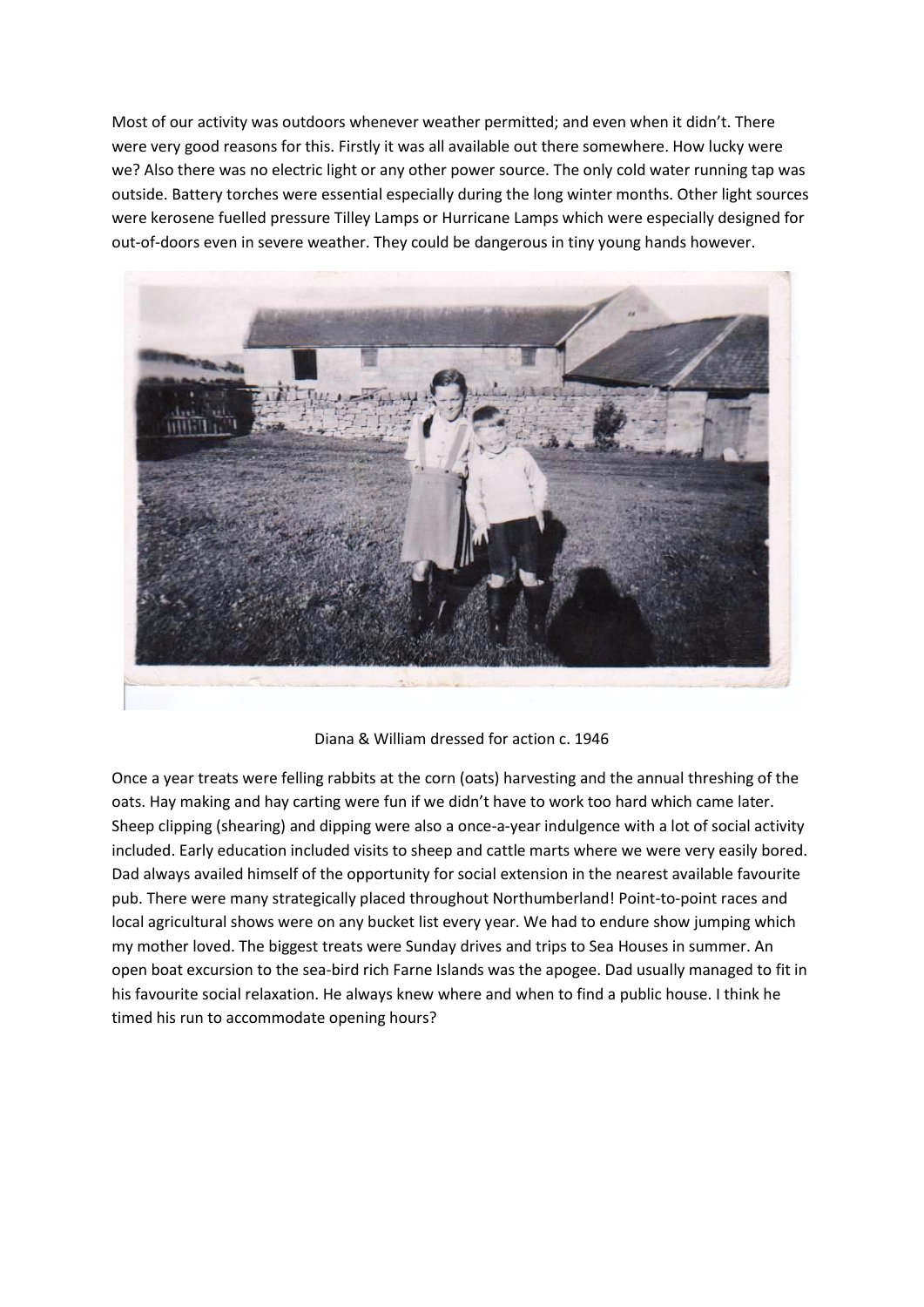Most of our activity was outdoors whenever weather permitted; and even when it didn't. There were very good reasons for this. Firstly it was all available out there somewhere. How lucky were we? Also there was no electric light or any other power source. The only cold water running tap was outside. Battery torches were essential especially during the long winter months. Other light sources were kerosene fuelled pressure Tilley Lamps or Hurricane Lamps which were especially designed for out-of-doors even in severe weather. They could be dangerous in tiny young hands however.

Diana & William dressed for action c. 1946

Once a year treats were felling rabbits at the corn (oats) harvesting and the annual threshing of the oats. Hay making and hay carting were fun if we didn't have to work too hard which came later. Sheep clipping (shearing) and dipping were also a once-a-year indulgence with a lot of social activity included. Early education included visits to sheep and cattle marts where we were very easily bored. Dad always availed himself of the opportunity for social extension in the nearest available favourite pub. There were many strategically placed throughout Northumberland! Point-to-point races and local agricultural shows were on any bucket list every year. We had to endure show jumping which my mother loved. The biggest treats were Sunday drives and trips to Sea Houses in summer. An open boat excursion to the sea-bird rich Farne Islands was the apogee. Dad usually managed to fit in his favourite social relaxation. He always knew where and when to find a public house. I think he timed his run to accommodate opening hours?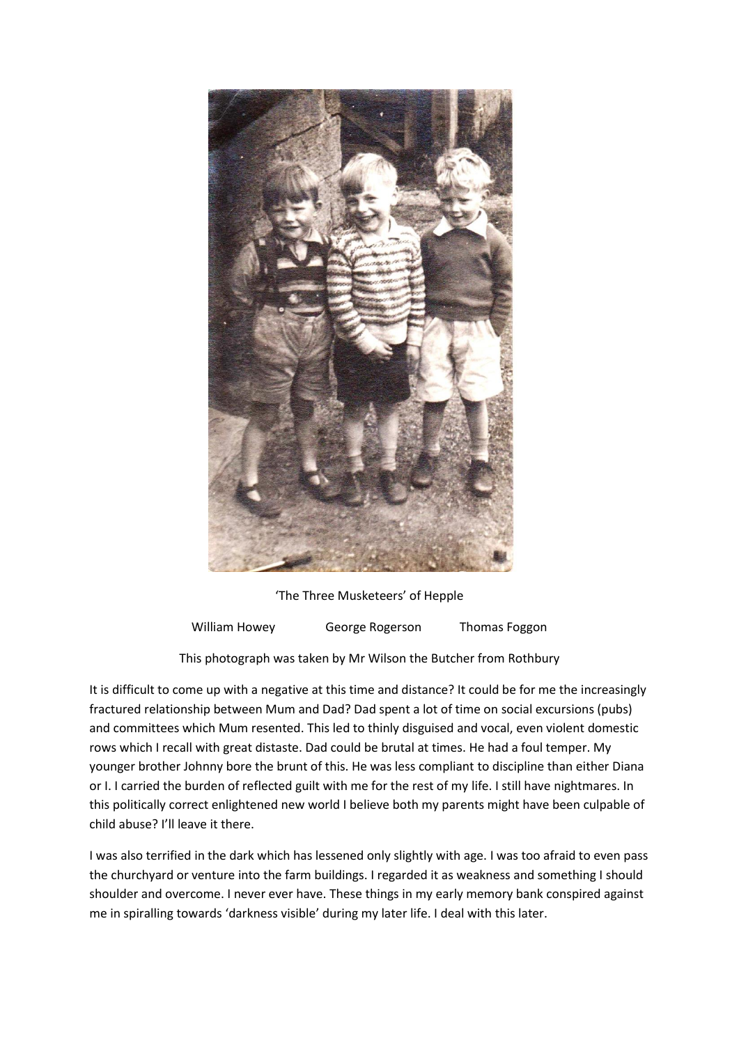'The Three Musketeers' of Hepple

William Howey George Rogerson Thomas Foggon

This photograph was taken by Mr Wilson the Butcher from Rothbury

It is difficult to come up with a negative at this time and distance? It could be for me the increasingly fractured relationship between Mum and Dad? Dad spent a lot of time on social excursions (pubs) and committees which Mum resented. This led to thinly disguised and vocal, even violent domestic rows which I recall with great distaste. Dad could be brutal at times. He had a foul temper. My younger brother Johnny bore the brunt of this. He was less compliant to discipline than either Diana or I. I carried the burden of reflected guilt with me for the rest of my life. I still have nightmares. In this politically correct enlightened new world I believe both my parents might have been culpable of child abuse? I'll leave it there.

I was also terrified in the dark which has lessened only slightly with age. I was too afraid to even pass the churchyard or venture into the farm buildings. I regarded it as weakness and something I should shoulder and overcome. I never ever have. These things in my early memory bank conspired against me in spiralling towards 'darkness visible' during my later life. I deal with this later.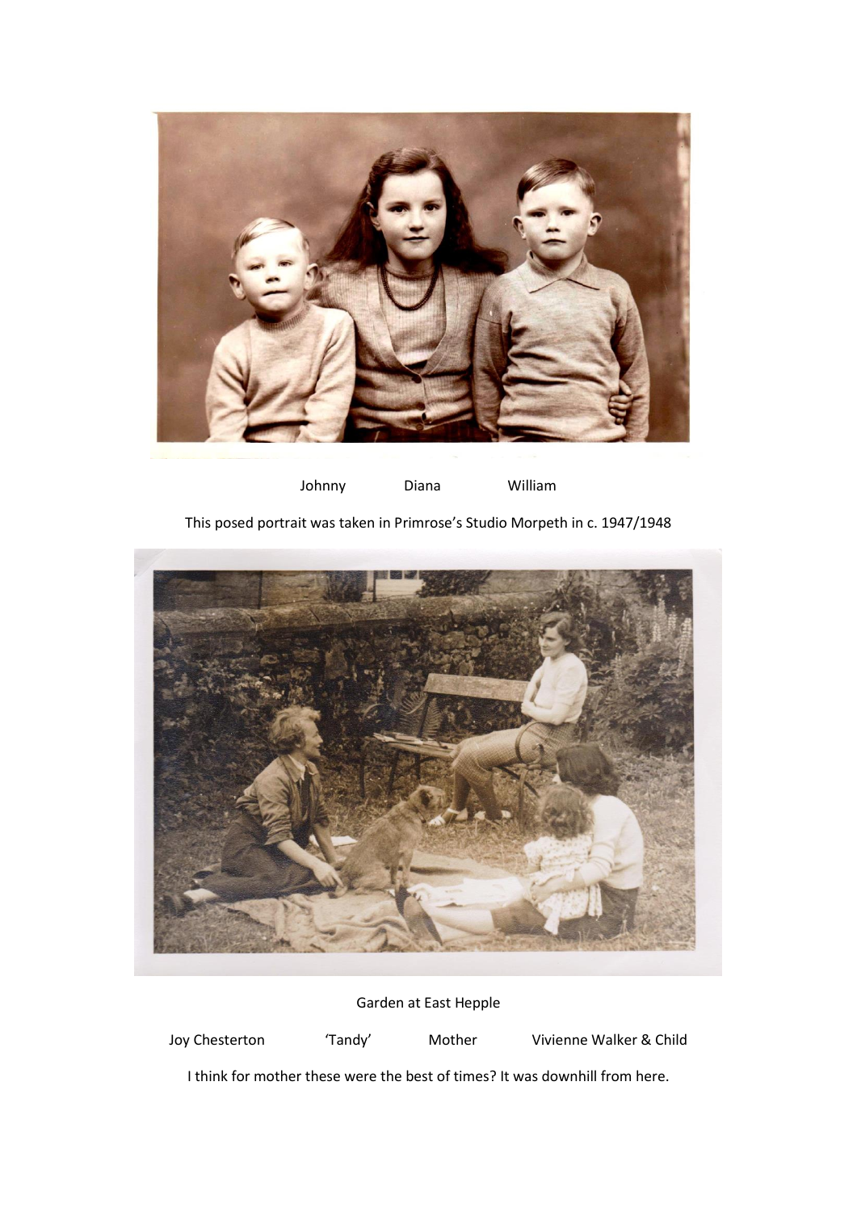Johnny Diana William

This posed portrait was taken in Primrose's Studio Morpeth in c. 1947/1948

Garden at East Hepple

Joy Chesterton 'Tandy' Mother Vivienne Walker & Child

I think for mother these were the best of times? It was downhill from here.